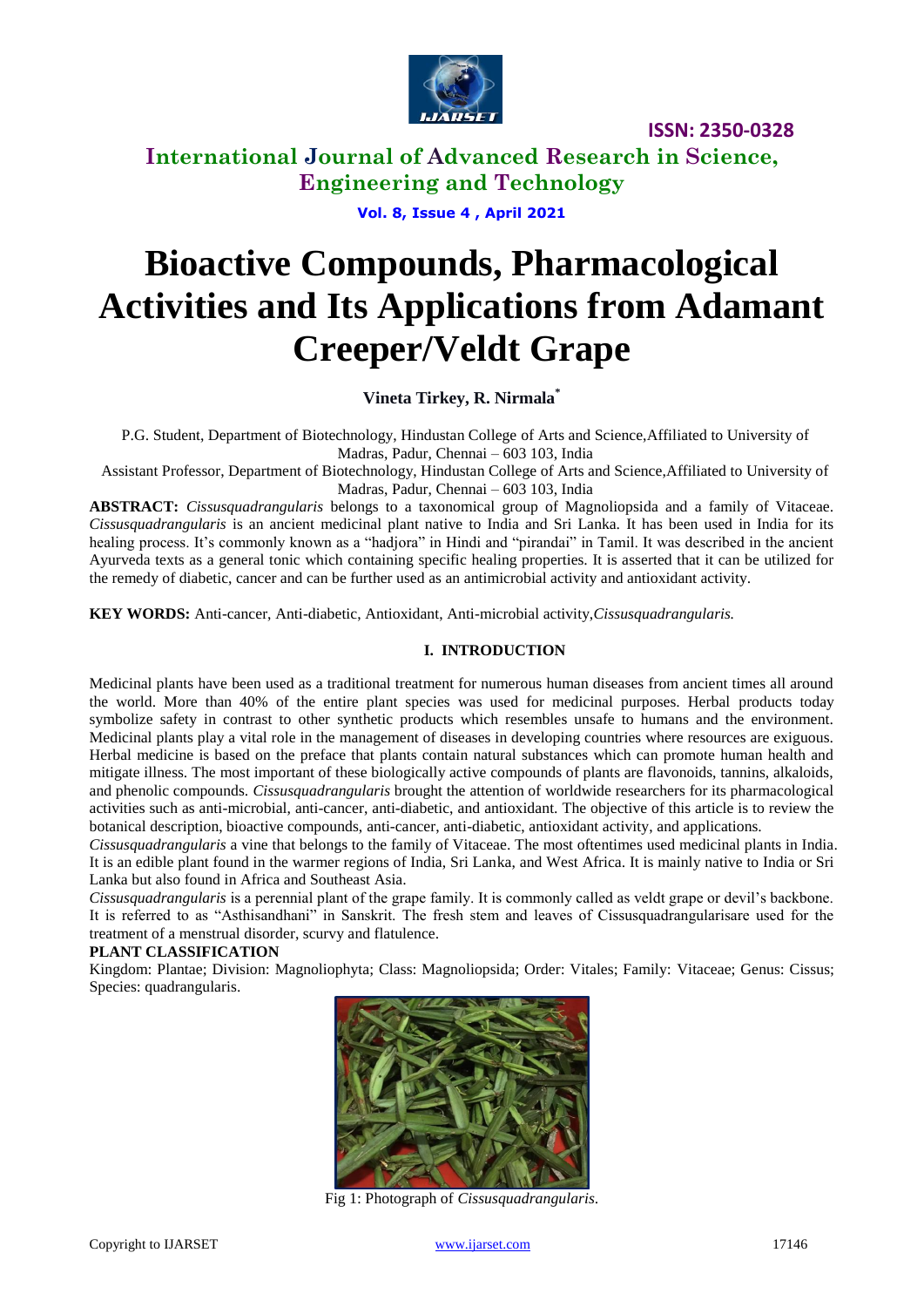# International Journal of Advanced Research in Science, Engineering and Technology

**ISSN: 2350-0328**

# Bioactive Compounds, Pharmacological Activities and Its Applications from Adamant Creeper/Veldt Grape

**Vineta Tirkey, R. Nirmala[*]**

P.G. Student, Department of Biotechnology, Hindustan College of Arts and Science,Affiliated to University of Madras, Padur, Chennai – 603 103, India

Assistant Professor, Department of Biotechnology, Hindustan College of Arts and Science,Affiliated to University of Madras, Padur, Chennai – 603 103, India

**ABSTRACT:** *Cissusquadrangularis* belongs to a taxonomical group of Magnoliopsida and a family of Vitaceae. *Cissusquadrangularis* is an ancient medicinal plant native to India and Sri Lanka. It has been used in India for its healing process. It's commonly known as a "hadjora" in Hindi and "pirandai" in Tamil. It was described in the ancient Ayurveda texts as a general tonic which containing specific healing properties. It is asserted that it can be utilized for the remedy of diabetic, cancer and can be further used as an antimicrobial activity and antioxidant activity.

**KEY WORDS:** Anti-cancer, Anti-diabetic, Antioxidant, Anti-microbial activity,*Cissusquadrangularis.*

## I. INTRODUCTION

Medicinal plants have been used as a traditional treatment for numerous human diseases from ancient times all around the world. More than 40% of the entire plant species was used for medicinal purposes. Herbal products today symbolize safety in contrast to other synthetic products which resembles unsafe to humans and the environment. Medicinal plants play a vital role in the management of diseases in developing countries where resources are exiguous. Herbal medicine is based on the preface that plants contain natural substances which can promote human health and mitigate illness. The most important of these biologically active compounds of plants are flavonoids, tannins, alkaloids, and phenolic compounds. *Cissusquadrangularis* brought the attention of worldwide researchers for its pharmacological activities such as anti-microbial, anti-cancer, anti-diabetic, and antioxidant. The objective of this article is to review the botanical description, bioactive compounds, anti-cancer, anti-diabetic, antioxidant activity, and applications.

*Cissusquadrangularis* a vine that belongs to the family of Vitaceae. The most oftentimes used medicinal plants in India. It is an edible plant found in the warmer regions of India, Sri Lanka, and West Africa. It is mainly native to India or Sri Lanka but also found in Africa and Southeast Asia.

*Cissusquadrangularis* is a perennial plant of the grape family. It is commonly called as veldt grape or devil's backbone. It is referred to as "Asthisandhani" in Sanskrit. The fresh stem and leaves of Cissusquadrangularisare used for the treatment of a menstrual disorder, scurvy and flatulence.

**PLANT CLASSIFICATION**

Kingdom: Plantae; Division: Magnoliophyta; Class: Magnoliopsida; Order: Vitales; Family: Vitaceae; Genus: Cissus; Species: quadrangularis.

Fig 1: Photograph of *Cissusquadrangularis.*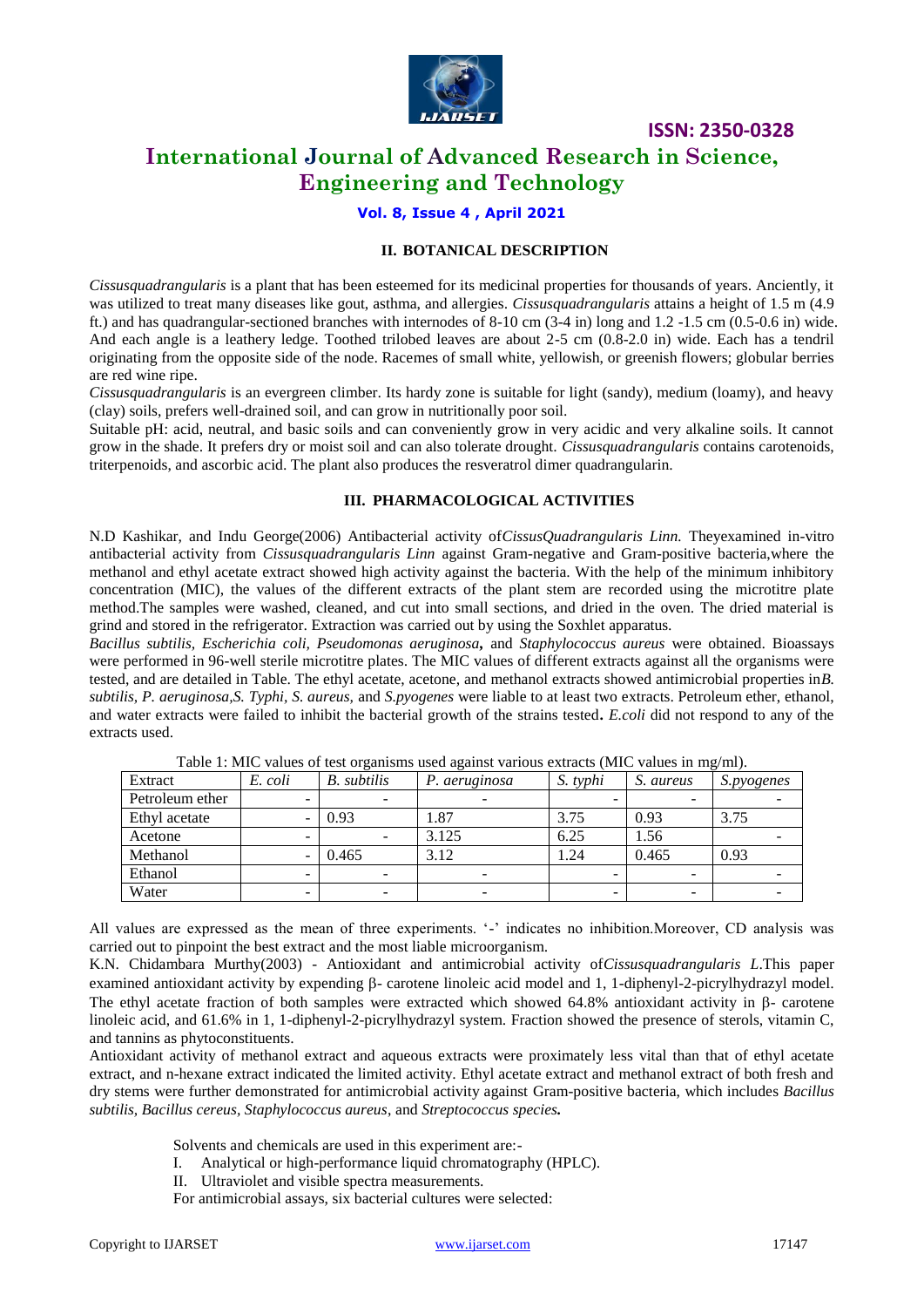## II. BOTANICAL DESCRIPTION

*Cissusquadrangularis* is a plant that has been esteemed for its medicinal properties for thousands of years. Anciently, it was utilized to treat many diseases like gout, asthma, and allergies. *Cissusquadrangularis* attains a height of 1.5 m (4.9 ft.) and has quadrangular-sectioned branches with internodes of 8-10 cm (3-4 in) long and 1.2 -1.5 cm (0.5-0.6 in) wide. And each angle is a leathery ledge. Toothed trilobed leaves are about 2-5 cm (0.8-2.0 in) wide. Each has a tendril originating from the opposite side of the node. Racemes of small white, yellowish, or greenish flowers; globular berries are red wine ripe.

*Cissusquadrangularis* is an evergreen climber. Its hardy zone is suitable for light (sandy), medium (loamy), and heavy (clay) soils, prefers well-drained soil, and can grow in nutritionally poor soil.

Suitable pH: acid, neutral, and basic soils and can conveniently grow in very acidic and very alkaline soils. It cannot grow in the shade. It prefers dry or moist soil and can also tolerate drought. *Cissusquadrangularis* contains carotenoids, triterpenoids, and ascorbic acid. The plant also produces the resveratrol dimer quadrangularin.

## III. PHARMACOLOGICAL ACTIVITIES

N.D Kashikar, and Indu George(2006) Antibacterial activity of*CissusQuadrangularis Linn.* Theyexamined in-vitro antibacterial activity from *Cissusquadrangularis Linn* against Gram-negative and Gram-positive bacteria,where the methanol and ethyl acetate extract showed high activity against the bacteria. With the help of the minimum inhibitory concentration (MIC), the values of the different extracts of the plant stem are recorded using the microtitre plate method.The samples were washed, cleaned, and cut into small sections, and dried in the oven. The dried material is grind and stored in the refrigerator. Extraction was carried out by using the Soxhlet apparatus.

*Bacillus subtilis, Escherichia coli, Pseudomonas aeruginosa***,** and *Staphylococcus aureus* were obtained. Bioassays were performed in 96-well sterile microtitre plates. The MIC values of different extracts against all the organisms were tested, and are detailed in Table. The ethyl acetate, acetone, and methanol extracts showed antimicrobial properties in*B. subtilis, P. aeruginosa,S. Typhi, S. aureus,* and *S.pyogenes* were liable to at least two extracts. Petroleum ether, ethanol, and water extracts were failed to inhibit the bacterial growth of the strains tested**.** *E.coli* did not respond to any of the extracts used.

Table 1: MIC values of test organisms used against various extracts (MIC values in mg/ml).

| Extract | *E. coli* | *B. subtilis* | *P. aeruginosa* | *S. typhi* | *S. aureus* | *S.pyogenes* |
|---|---|---|---|---|---|---|
| Petroleum ether | - | - | - | - | - | - |
| Ethyl acetate | - | 0.93 | 1.87 | 3.75 | 0.93 | 3.75 |
| Acetone | - | - | 3.125 | 6.25 | 1.56 | - |
| Methanol | - | 0.465 | 3.12 | 1.24 | 0.465 | 0.93 |
| Ethanol | - | - | - | - | - | - |
| Water | - | - | - | - | - | - |

All values are expressed as the mean of three experiments. '-' indicates no inhibition.Moreover, CD analysis was carried out to pinpoint the best extract and the most liable microorganism.

K.N. Chidambara Murthy(2003) - Antioxidant and antimicrobial activity of*Cissusquadrangularis L.*This paper examined antioxidant activity by expending β- carotene linoleic acid model and 1, 1-diphenyl-2-picrylhydrazyl model. The ethyl acetate fraction of both samples were extracted which showed 64.8% antioxidant activity in β- carotene linoleic acid, and 61.6% in 1, 1-diphenyl-2-picrylhydrazyl system. Fraction showed the presence of sterols, vitamin C, and tannins as phytoconstituents.

Antioxidant activity of methanol extract and aqueous extracts were proximately less vital than that of ethyl acetate extract, and n-hexane extract indicated the limited activity. Ethyl acetate extract and methanol extract of both fresh and dry stems were further demonstrated for antimicrobial activity against Gram-positive bacteria, which includes *Bacillus subtilis, Bacillus cereus, Staphylococcus aureus*, and ***Streptococcus species.***

Solvents and chemicals are used in this experiment are:-

I. Analytical or high-performance liquid chromatography (HPLC).

II. Ultraviolet and visible spectra measurements.

For antimicrobial assays, six bacterial cultures were selected: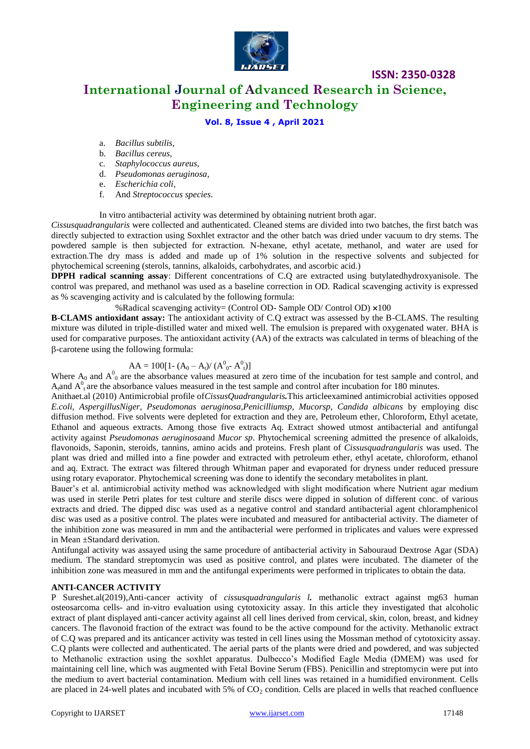a. *Bacillus subtilis,*
b. *Bacillus cereus,*
c. *Staphylococcus aureus,*
d. *Pseudomonas aeruginosa,*
e. *Escherichia coli,*
f. And *Streptococcus species.*

In vitro antibacterial activity was determined by obtaining nutrient broth agar.

*Cissusquadrangularis* were collected and authenticated. Cleaned stems are divided into two batches, the first batch was directly subjected to extraction using Soxhlet extractor and the other batch was dried under vacuum to dry stems. The powdered sample is then subjected for extraction. N-hexane, ethyl acetate, methanol, and water are used for extraction.The dry mass is added and made up of 1% solution in the respective solvents and subjected for phytochemical screening (sterols, tannins, alkaloids, carbohydrates, and ascorbic acid.)

**DPPH radical scanning assay**: Different concentrations of C.Q are extracted using butylatedhydroxyanisole. The control was prepared, and methanol was used as a baseline correction in OD. Radical scavenging activity is expressed as % scavenging activity and is calculated by the following formula:

$$\%\text{Radical scavenging activity} = (\text{Control OD} - \text{Sample OD} / \text{Control OD}) \times 100$$

**B-CLAMS antioxidant assay:** The antioxidant activity of C.Q extract was assessed by the B-CLAMS. The resulting mixture was diluted in triple-distilled water and mixed well. The emulsion is prepared with oxygenated water. BHA is used for comparative purposes. The antioxidant activity (AA) of the extracts was calculated in terms of bleaching of the β-carotene using the following formula:

$$AA = 100[1 - (A_0 - A_t) / (A^0_0 - A^0_t)]$$

Where $A_0$ and $A^0_0$ are the absorbance values measured at zero time of the incubation for test sample and control, and $A_t$and $A^0_t$ are the absorbance values measured in the test sample and control after incubation for 180 minutes.

Anithaet.al (2010) Antimicrobial profile of*CissusQuadrangularis.*This articleexamined antimicrobial activities opposed *E.coli, AspergillusNiger, Pseudomonas aeruginosa,Penicilliumsp, Mucorsp, Candida albicans* by employing disc diffusion method. Five solvents were depleted for extraction and they are, Petroleum ether, Chloroform, Ethyl acetate, Ethanol and aqueous extracts. Among those five extracts Aq. Extract showed utmost antibacterial and antifungal activity against *Pseudomonas aeruginosa*and *Mucor sp*. Phytochemical screening admitted the presence of alkaloids, flavonoids, Saponin, steroids, tannins, amino acids and proteins. Fresh plant of *Cissusquadrangularis* was used. The plant was dried and milled into a fine powder and extracted with petroleum ether, ethyl acetate, chloroform, ethanol and aq. Extract. The extract was filtered through Whitman paper and evaporated for dryness under reduced pressure using rotary evaporator. Phytochemical screening was done to identify the secondary metabolites in plant.

Bauer's et al. antimicrobial activity method was acknowledged with slight modification where Nutrient agar medium was used in sterile Petri plates for test culture and sterile discs were dipped in solution of different conc. of various extracts and dried. The dipped disc was used as a negative control and standard antibacterial agent chloramphenicol disc was used as a positive control. The plates were incubated and measured for antibacterial activity. The diameter of the inhibition zone was measured in mm and the antibacterial were performed in triplicates and values were expressed in Mean ±Standard derivation.

Antifungal activity was assayed using the same procedure of antibacterial activity in Sabouraud Dextrose Agar (SDA) medium. The standard streptomycin was used as positive control, and plates were incubated. The diameter of the inhibition zone was measured in mm and the antifungal experiments were performed in triplicates to obtain the data.

## ANTI-CANCER ACTIVITY

P Sureshet.al(2019),Anti-cancer activity of *cissusquadrangularis l.* methanolic extract against mg63 human osteosarcoma cells- and in-vitro evaluation using cytotoxicity assay. In this article they investigated that alcoholic extract of plant displayed anti-cancer activity against all cell lines derived from cervical, skin, colon, breast, and kidney cancers. The flavonoid fraction of the extract was found to be the active compound for the activity. Methanolic extract of C.Q was prepared and its anticancer activity was tested in cell lines using the Mossman method of cytotoxicity assay. C.Q plants were collected and authenticated. The aerial parts of the plants were dried and powdered, and was subjected to Methanolic extraction using the soxhlet apparatus. Dulbecco's Modified Eagle Media (DMEM) was used for maintaining cell line, which was augmented with Fetal Bovine Serum (FBS). Penicillin and streptomycin were put into the medium to avert bacterial contamination. Medium with cell lines was retained in a humidified environment. Cells are placed in 24-well plates and incubated with 5% of $CO_2$ condition. Cells are placed in wells that reached confluence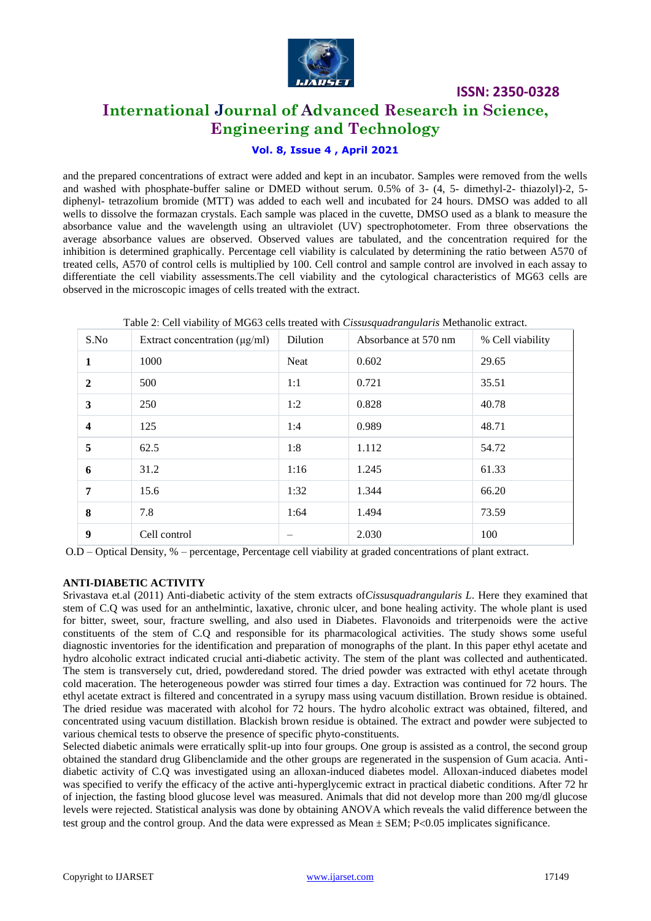and the prepared concentrations of extract were added and kept in an incubator. Samples were removed from the wells and washed with phosphate-buffer saline or DMED without serum. 0.5% of 3- (4, 5- dimethyl-2- thiazolyl)-2, 5- diphenyl- tetrazolium bromide (MTT) was added to each well and incubated for 24 hours. DMSO was added to all wells to dissolve the formazan crystals. Each sample was placed in the cuvette, DMSO used as a blank to measure the absorbance value and the wavelength using an ultraviolet (UV) spectrophotometer. From three observations the average absorbance values are observed. Observed values are tabulated, and the concentration required for the inhibition is determined graphically. Percentage cell viability is calculated by determining the ratio between A570 of treated cells, A570 of control cells is multiplied by 100. Cell control and sample control are involved in each assay to differentiate the cell viability assessments.The cell viability and the cytological characteristics of MG63 cells are observed in the microscopic images of cells treated with the extract.

Table 2: Cell viability of MG63 cells treated with *Cissusquadrangularis* Methanolic extract.

| S.No | Extract concentration (μg/ml) | Dilution | Absorbance at 570 nm | % Cell viability |
|---|---|---|---|---|
| **1** | 1000 | Neat | 0.602 | 29.65 |
| **2** | 500 | 1:1 | 0.721 | 35.51 |
| **3** | 250 | 1:2 | 0.828 | 40.78 |
| **4** | 125 | 1:4 | 0.989 | 48.71 |
| **5** | 62.5 | 1:8 | 1.112 | 54.72 |
| **6** | 31.2 | 1:16 | 1.245 | 61.33 |
| **7** | 15.6 | 1:32 | 1.344 | 66.20 |
| **8** | 7.8 | 1:64 | 1.494 | 73.59 |
| **9** | Cell control | – | 2.030 | 100 |

O.D – Optical Density, % – percentage, Percentage cell viability at graded concentrations of plant extract.

**ANTI-DIABETIC ACTIVITY**

Srivastava et.al (2011) Anti-diabetic activity of the stem extracts of*Cissusquadrangularis L*. Here they examined that stem of C.Q was used for an anthelmintic, laxative, chronic ulcer, and bone healing activity. The whole plant is used for bitter, sweet, sour, fracture swelling, and also used in Diabetes. Flavonoids and triterpenoids were the active constituents of the stem of C.Q and responsible for its pharmacological activities. The study shows some useful diagnostic inventories for the identification and preparation of monographs of the plant. In this paper ethyl acetate and hydro alcoholic extract indicated crucial anti-diabetic activity. The stem of the plant was collected and authenticated. The stem is transversely cut, dried, powderedand stored. The dried powder was extracted with ethyl acetate through cold maceration. The heterogeneous powder was stirred four times a day. Extraction was continued for 72 hours. The ethyl acetate extract is filtered and concentrated in a syrupy mass using vacuum distillation. Brown residue is obtained. The dried residue was macerated with alcohol for 72 hours. The hydro alcoholic extract was obtained, filtered, and concentrated using vacuum distillation. Blackish brown residue is obtained. The extract and powder were subjected to various chemical tests to observe the presence of specific phyto-constituents.

Selected diabetic animals were erratically split-up into four groups. One group is assisted as a control, the second group obtained the standard drug Glibenclamide and the other groups are regenerated in the suspension of Gum acacia. Anti-diabetic activity of C.Q was investigated using an alloxan-induced diabetes model. Alloxan-induced diabetes model was specified to verify the efficacy of the active anti-hyperglycemic extract in practical diabetic conditions. After 72 hr of injection, the fasting blood glucose level was measured. Animals that did not develop more than 200 mg/dl glucose levels were rejected. Statistical analysis was done by obtaining ANOVA which reveals the valid difference between the test group and the control group. And the data were expressed as Mean ± SEM; $P<0.05$ implicates significance.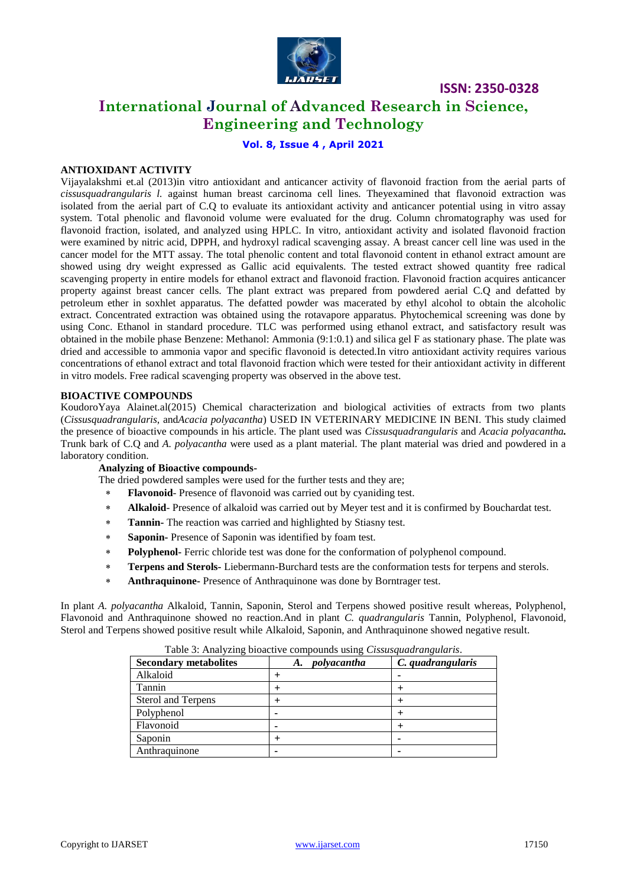**ANTIOXIDANT ACTIVITY**

Vijayalakshmi et.al (2013)in vitro antioxidant and anticancer activity of flavonoid fraction from the aerial parts of *cissusquadrangularis l.* against human breast carcinoma cell lines. Theyexamined that flavonoid extraction was isolated from the aerial part of C.Q to evaluate its antioxidant activity and anticancer potential using in vitro assay system. Total phenolic and flavonoid volume were evaluated for the drug. Column chromatography was used for flavonoid fraction, isolated, and analyzed using HPLC. In vitro, antioxidant activity and isolated flavonoid fraction were examined by nitric acid, DPPH, and hydroxyl radical scavenging assay. A breast cancer cell line was used in the cancer model for the MTT assay. The total phenolic content and total flavonoid content in ethanol extract amount are showed using dry weight expressed as Gallic acid equivalents. The tested extract showed quantity free radical scavenging property in entire models for ethanol extract and flavonoid fraction. Flavonoid fraction acquires anticancer property against breast cancer cells. The plant extract was prepared from powdered aerial C.Q and defatted by petroleum ether in soxhlet apparatus. The defatted powder was macerated by ethyl alcohol to obtain the alcoholic extract. Concentrated extraction was obtained using the rotavapore apparatus. Phytochemical screening was done by using Conc. Ethanol in standard procedure. TLC was performed using ethanol extract, and satisfactory result was obtained in the mobile phase Benzene: Methanol: Ammonia (9:1:0.1) and silica gel F as stationary phase. The plate was dried and accessible to ammonia vapor and specific flavonoid is detected.In vitro antioxidant activity requires various concentrations of ethanol extract and total flavonoid fraction which were tested for their antioxidant activity in different in vitro models. Free radical scavenging property was observed in the above test.

**BIOACTIVE COMPOUNDS**

KoudoroYaya Alainet.al(2015) Chemical characterization and biological activities of extracts from two plants (*Cissusquadrangularis*, and*Acacia polyacantha*) USED IN VETERINARY MEDICINE IN BENI. This study claimed the presence of bioactive compounds in his article. The plant used was *Cissusquadrangularis* and *Acacia polyacantha.* Trunk bark of C.Q and *A. polyacantha* were used as a plant material. The plant material was dried and powdered in a laboratory condition.

**Analyzing of Bioactive compounds-**

The dried powdered samples were used for the further tests and they are;

* **Flavonoid**- Presence of flavonoid was carried out by cyaniding test.
* **Alkaloid**- Presence of alkaloid was carried out by Meyer test and it is confirmed by Bouchardat test.
* **Tannin-** The reaction was carried and highlighted by Stiasny test.
* **Saponin-** Presence of Saponin was identified by foam test.
* **Polyphenol**- Ferric chloride test was done for the conformation of polyphenol compound.
* **Terpens and Sterols-** Liebermann-Burchard tests are the conformation tests for terpens and sterols.
* **Anthraquinone-** Presence of Anthraquinone was done by Borntrager test.

In plant *A. polyacantha* Alkaloid, Tannin, Saponin, Sterol and Terpens showed positive result whereas, Polyphenol, Flavonoid and Anthraquinone showed no reaction.And in plant *C. quadrangularis* Tannin, Polyphenol, Flavonoid, Sterol and Terpens showed positive result while Alkaloid, Saponin, and Anthraquinone showed negative result.

Table 3: Analyzing bioactive compounds using *Cissusquadrangularis*.

| Secondary metabolites | *A. polyacantha* | *C. quadrangularis* |
|---|---|---|
| Alkaloid | + | - |
| Tannin | + | + |
| Sterol and Terpens | + | + |
| Polyphenol | - | + |
| Flavonoid | - | + |
| Saponin | + | - |
| Anthraquinone | - | - |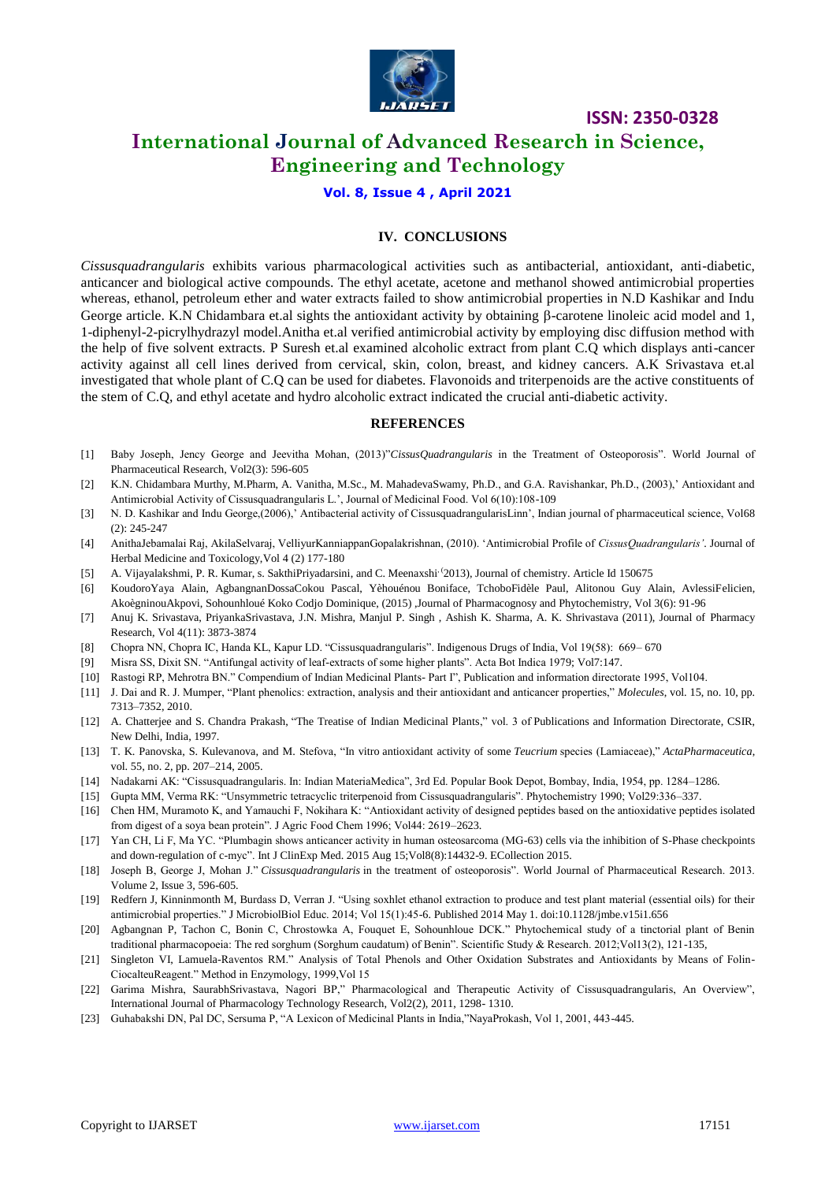## IV. CONCLUSIONS

*Cissusquadrangularis* exhibits various pharmacological activities such as antibacterial, antioxidant, anti-diabetic, anticancer and biological active compounds. The ethyl acetate, acetone and methanol showed antimicrobial properties whereas, ethanol, petroleum ether and water extracts failed to show antimicrobial properties in N.D Kashikar and Indu George article. K.N Chidambara et.al sights the antioxidant activity by obtaining β-carotene linoleic acid model and 1, 1-diphenyl-2-picrylhydrazyl model.Anitha et.al verified antimicrobial activity by employing disc diffusion method with the help of five solvent extracts. P Suresh et.al examined alcoholic extract from plant C.Q which displays anti-cancer activity against all cell lines derived from cervical, skin, colon, breast, and kidney cancers. A.K Srivastava et.al investigated that whole plant of C.Q can be used for diabetes. Flavonoids and triterpenoids are the active constituents of the stem of C.Q, and ethyl acetate and hydro alcoholic extract indicated the crucial anti-diabetic activity.

## REFERENCES

[1] Baby Joseph, Jency George and Jeevitha Mohan, (2013)"*CissusQuadrangularis* in the Treatment of Osteoporosis". World Journal of Pharmaceutical Research, Vol2(3): 596-605

[2] K.N. Chidambara Murthy, M.Pharm, A. Vanitha, M.Sc., M. MahadevaSwamy, Ph.D., and G.A. Ravishankar, Ph.D., (2003),' Antioxidant and Antimicrobial Activity of Cissusquadrangularis L.', Journal of Medicinal Food. Vol 6(10):108-109

[3] N. D. Kashikar and Indu George,(2006),' Antibacterial activity of CissusquadrangularisLinn', Indian journal of pharmaceutical science, Vol68 (2): 245-247

[4] AnithaJebamalai Raj, AkilaSelvaraj, VelliyurKanniappanGopalakrishnan, (2010). 'Antimicrobial Profile of *CissusQuadrangularis'*. Journal of Herbal Medicine and Toxicology,Vol 4 (2) 177-180

[5] A. Vijayalakshmi, P. R. Kumar, s. SakthiPriyadarsini, and C. Meenaxshi.'(2013), Journal of chemistry. Article Id 150675

[6] KoudoroYaya Alain, AgbangnanDossaCokou Pascal, Yèhouénou Boniface, TchoboFidèle Paul, Alitonou Guy Alain, AvlessiFelicien, AkoègninouAkpovi, Sohounhloué Koko Codjo Dominique, (2015) ,Journal of Pharmacognosy and Phytochemistry, Vol 3(6): 91-96

[7] Anuj K. Srivastava, PriyankaSrivastava, J.N. Mishra, Manjul P. Singh , Ashish K. Sharma, A. K. Shrivastava (2011), Journal of Pharmacy Research, Vol 4(11): 3873-3874

[8] Chopra NN, Chopra IC, Handa KL, Kapur LD. "Cissusquadrangularis". Indigenous Drugs of India, Vol 19(58): 669– 670

[9] Misra SS, Dixit SN. "Antifungal activity of leaf-extracts of some higher plants". Acta Bot Indica 1979; Vol7:147.

[10] Rastogi RP, Mehrotra BN." Compendium of Indian Medicinal Plants- Part I", Publication and information directorate 1995, Vol104.

[11] J. Dai and R. J. Mumper, "Plant phenolics: extraction, analysis and their antioxidant and anticancer properties," *Molecules,* vol. 15, no. 10, pp. 7313–7352, 2010.

[12] A. Chatterjee and S. Chandra Prakash, "The Treatise of Indian Medicinal Plants," vol. 3 of Publications and Information Directorate, CSIR, New Delhi, India, 1997.

[13] T. K. Panovska, S. Kulevanova, and M. Stefova, "In vitro antioxidant activity of some *Teucrium* species (Lamiaceae)," *ActaPharmaceutica,* vol. 55, no. 2, pp. 207–214, 2005.

[14] Nadakarni AK: "Cissusquadrangularis. In: Indian MateriaMedica", 3rd Ed. Popular Book Depot, Bombay, India, 1954, pp. 1284–1286.

[15] Gupta MM, Verma RK: "Unsymmetric tetracyclic triterpenoid from Cissusquadrangularis". Phytochemistry 1990; Vol29:336–337.

[16] Chen HM, Muramoto K, and Yamauchi F, Nokihara K: "Antioxidant activity of designed peptides based on the antioxidative peptides isolated from digest of a soya bean protein". J Agric Food Chem 1996; Vol44: 2619–2623.

[17] Yan CH, Li F, Ma YC. "Plumbagin shows anticancer activity in human osteosarcoma (MG-63) cells via the inhibition of S-Phase checkpoints and down-regulation of c-myc". Int J ClinExp Med. 2015 Aug 15;Vol8(8):14432-9. ECollection 2015.

[18] Joseph B, George J, Mohan J." *Cissusquadrangularis* in the treatment of osteoporosis". World Journal of Pharmaceutical Research. 2013. Volume 2, Issue 3, 596-605.

[19] Redfern J, Kinninmonth M, Burdass D, Verran J. "Using soxhlet ethanol extraction to produce and test plant material (essential oils) for their antimicrobial properties." J MicrobiolBiol Educ. 2014; Vol 15(1):45-6. Published 2014 May 1. doi:10.1128/jmbe.v15i1.656

[20] Agbangnan P, Tachon C, Bonin C, Chrostowka A, Fouquet E, Sohounhloue DCK." Phytochemical study of a tinctorial plant of Benin traditional pharmacopoeia: The red sorghum (Sorghum caudatum) of Benin". Scientific Study & Research. 2012;Vol13(2), 121-135,

[21] Singleton VI, Lamuela-Raventos RM." Analysis of Total Phenols and Other Oxidation Substrates and Antioxidants by Means of Folin-CiocalteuReagent." Method in Enzymology, 1999,Vol 15

[22] Garima Mishra, SaurabhSrivastava, Nagori BP," Pharmacological and Therapeutic Activity of Cissusquadrangularis, An Overview", International Journal of Pharmacology Technology Research, Vol2(2), 2011, 1298- 1310.

[23] Guhabakshi DN, Pal DC, Sersuma P, "A Lexicon of Medicinal Plants in India,"NayaProkash, Vol 1, 2001, 443-445.